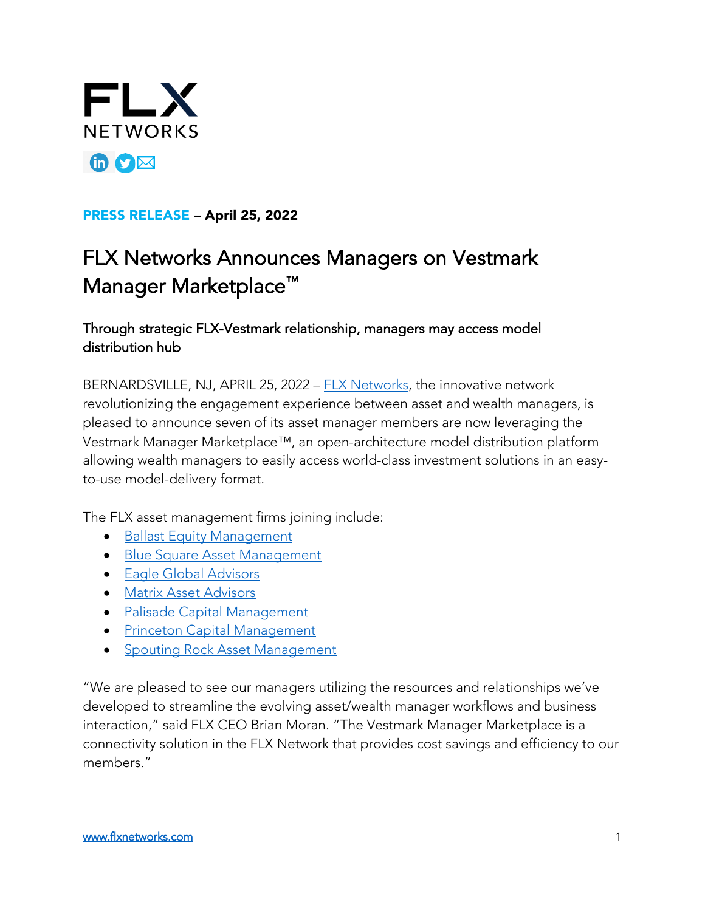**PRESS RELEASE** – **April 25, 2022**

# FLX Networks Announces Managers on Vestmark Manager Marketplace™

## Through strategic FLX-Vestmark relationship, managers may access model distribution hub

BERNARDSVILLE, NJ, APRIL 25, 2022 – FLX Networks, the innovative network revolutionizing the engagement experience between asset and wealth managers, is pleased to announce seven of its asset manager members are now leveraging the Vestmark Manager Marketplace™, an open-architecture model distribution platform allowing wealth managers to easily access world-class investment solutions in an easy-to-use model-delivery format.

The FLX asset management firms joining include:

- Ballast Equity Management
- Blue Square Asset Management
- Eagle Global Advisors
- Matrix Asset Advisors
- Palisade Capital Management
- Princeton Capital Management
- Spouting Rock Asset Management

"We are pleased to see our managers utilizing the resources and relationships we've developed to streamline the evolving asset/wealth manager workflows and business interaction," said FLX CEO Brian Moran. "The Vestmark Manager Marketplace is a connectivity solution in the FLX Network that provides cost savings and efficiency to our members."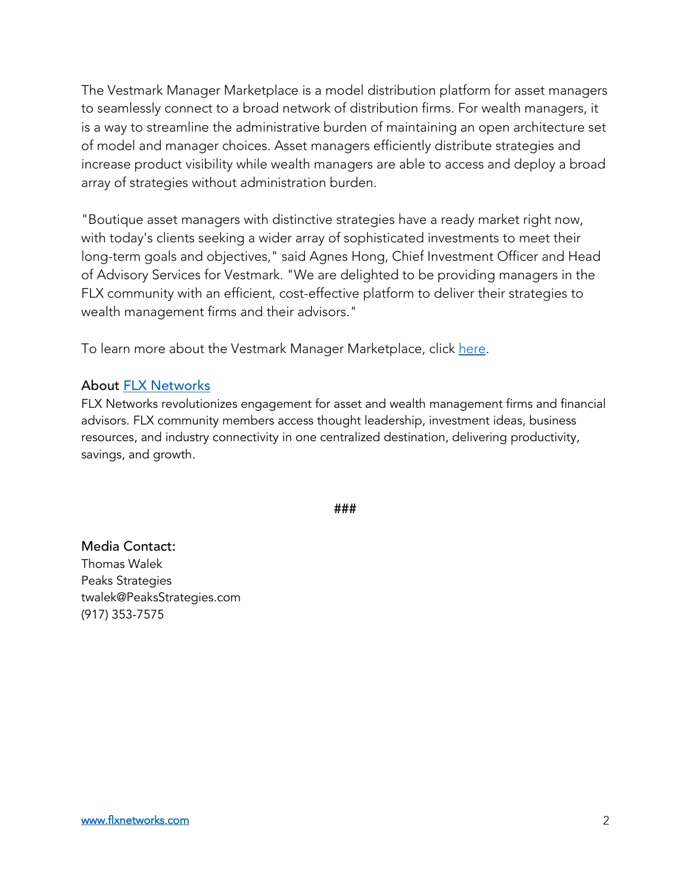The Vestmark Manager Marketplace is a model distribution platform for asset managers to seamlessly connect to a broad network of distribution firms. For wealth managers, it is a way to streamline the administrative burden of maintaining an open architecture set of model and manager choices. Asset managers efficiently distribute strategies and increase product visibility while wealth managers are able to access and deploy a broad array of strategies without administration burden.

"Boutique asset managers with distinctive strategies have a ready market right now, with today's clients seeking a wider array of sophisticated investments to meet their long-term goals and objectives," said Agnes Hong, Chief Investment Officer and Head of Advisory Services for Vestmark. "We are delighted to be providing managers in the FLX community with an efficient, cost-effective platform to deliver their strategies to wealth management firms and their advisors."

To learn more about the Vestmark Manager Marketplace, click here.

## About FLX Networks

FLX Networks revolutionizes engagement for asset and wealth management firms and financial advisors. FLX community members access thought leadership, investment ideas, business resources, and industry connectivity in one centralized destination, delivering productivity, savings, and growth.

###

**Media Contact:**
Thomas Walek
Peaks Strategies
twalek@PeaksStrategies.com
(917) 353-7575

www.flxnetworks.com